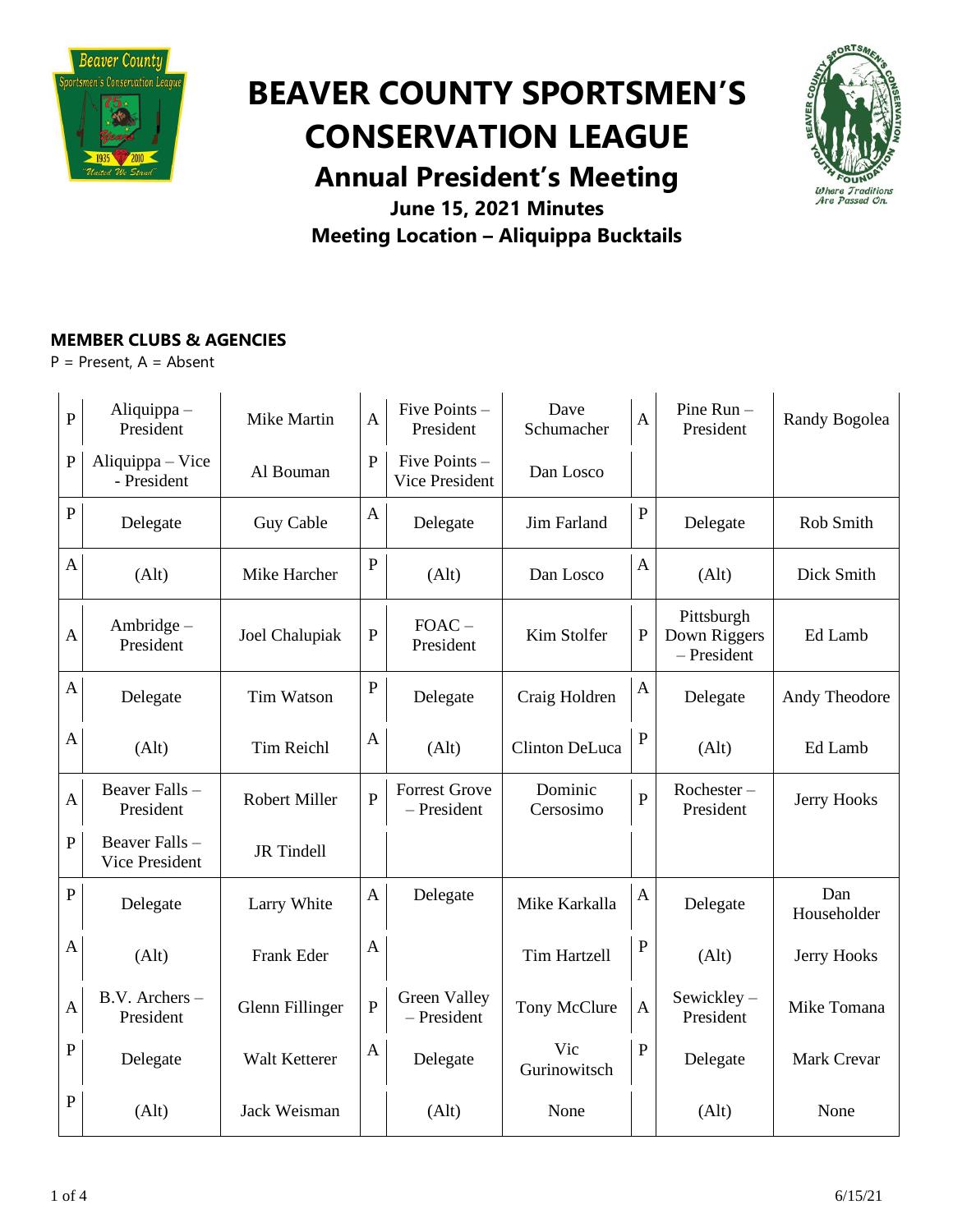# BEAVER COUNTY SPORTSMEN'S CONSERVATION LEAGUE

## Annual President's Meeting

### June 15, 2021 Minutes

### Meeting Location – Aliquippa Bucktails

**MEMBER CLUBS & AGENCIES**

P = Present, A = Absent

| | | | | | | | | |
|---|---|---|---|---|---|---|---|---|
| P | Aliquippa – President | Mike Martin | A | Five Points – President | Dave Schumacher | A | Pine Run – President | Randy Bogolea |
| P | Aliquippa – Vice - President | Al Bouman | P | Five Points – Vice President | Dan Losco | | | |
| P | Delegate | Guy Cable | A | Delegate | Jim Farland | P | Delegate | Rob Smith |
| A | (Alt) | Mike Harcher | P | (Alt) | Dan Losco | A | (Alt) | Dick Smith |
| A | Ambridge – President | Joel Chalupiak | P | FOAC – President | Kim Stolfer | P | Pittsburgh Down Riggers – President | Ed Lamb |
| A | Delegate | Tim Watson | P | Delegate | Craig Holdren | A | Delegate | Andy Theodore |
| A | (Alt) | Tim Reichl | A | (Alt) | Clinton DeLuca | P | (Alt) | Ed Lamb |
| A | Beaver Falls – President | Robert Miller | P | Forrest Grove – President | Dominic Cersosimo | P | Rochester – President | Jerry Hooks |
| P | Beaver Falls – Vice President | JR Tindell | | | | | | |
| P | Delegate | Larry White | A | Delegate | Mike Karkalla | A | Delegate | Dan Householder |
| A | (Alt) | Frank Eder | A | | Tim Hartzell | P | (Alt) | Jerry Hooks |
| A | B.V. Archers – President | Glenn Fillinger | P | Green Valley – President | Tony McClure | A | Sewickley – President | Mike Tomana |
| P | Delegate | Walt Ketterer | A | Delegate | Vic Gurinowitsch | P | Delegate | Mark Crevar |
| P | (Alt) | Jack Weisman | | (Alt) | None | | (Alt) | None |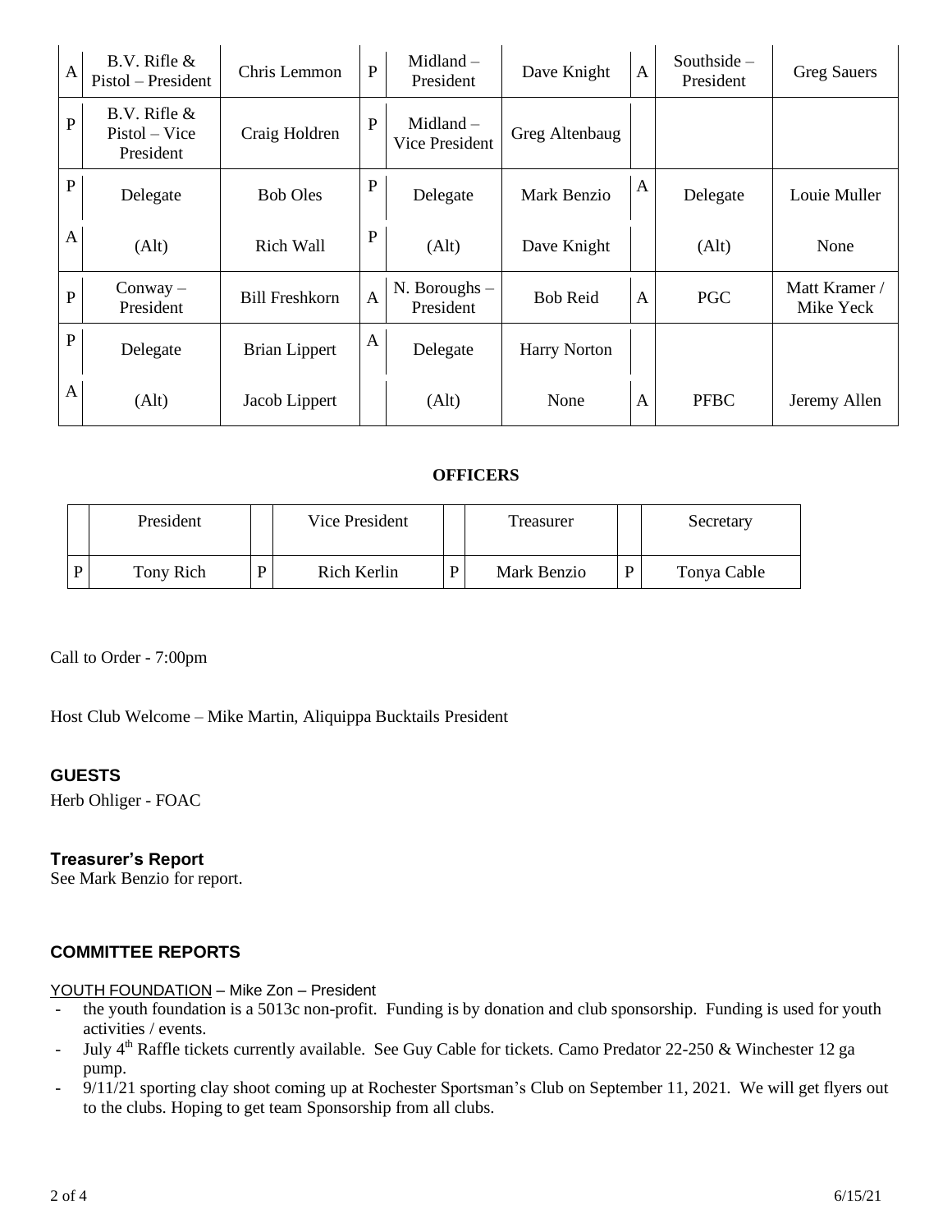| | | | | | | | | |
|---|---|---|---|---|---|---|---|---|
| A | B.V. Rifle & Pistol – President | Chris Lemmon | P | Midland – President | Dave Knight | A | Southside – President | Greg Sauers |
| P | B.V. Rifle & Pistol – Vice President | Craig Holdren | P | Midland – Vice President | Greg Altenbaug | | | |
| P | Delegate | Bob Oles | P | Delegate | Mark Benzio | A | Delegate | Louie Muller |
| A | (Alt) | Rich Wall | P | (Alt) | Dave Knight | | (Alt) | None |
| P | Conway – President | Bill Freshkorn | A | N. Boroughs – President | Bob Reid | A | PGC | Matt Kramer / Mike Yeck |
| P | Delegate | Brian Lippert | A | Delegate | Harry Norton | | | |
| A | (Alt) | Jacob Lippert | | (Alt) | None | A | PFBC | Jeremy Allen |

**OFFICERS**

| | President | | Vice President | | Treasurer | | Secretary |
|---|---|---|---|---|---|---|---|
| P | Tony Rich | P | Rich Kerlin | P | Mark Benzio | P | Tonya Cable |

Call to Order - 7:00pm

Host Club Welcome – Mike Martin, Aliquippa Bucktails President

## GUESTS

Herb Ohliger - FOAC

## Treasurer's Report

See Mark Benzio for report.

## COMMITTEE REPORTS

YOUTH FOUNDATION – Mike Zon – President

- the youth foundation is a 5013c non-profit. Funding is by donation and club sponsorship. Funding is used for youth activities / events.
- July 4th Raffle tickets currently available. See Guy Cable for tickets. Camo Predator 22-250 & Winchester 12 ga pump.
- 9/11/21 sporting clay shoot coming up at Rochester Sportsman's Club on September 11, 2021. We will get flyers out to the clubs. Hoping to get team Sponsorship from all clubs.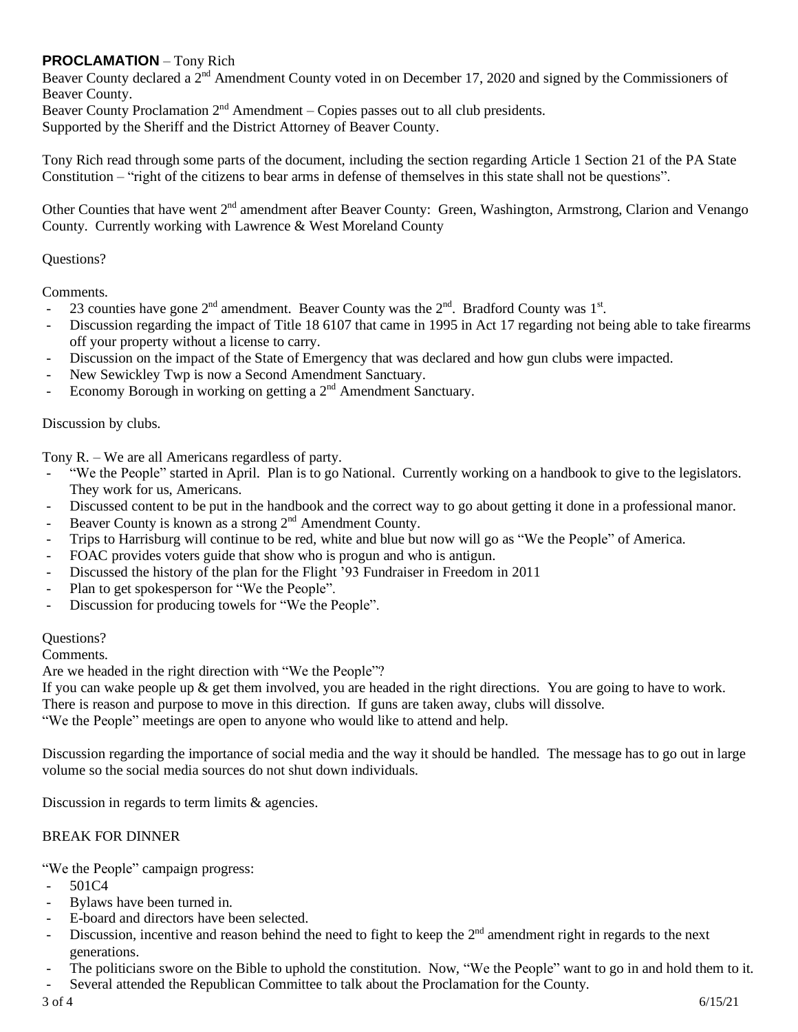**PROCLAMATION** – Tony Rich

Beaver County declared a 2nd Amendment County voted in on December 17, 2020 and signed by the Commissioners of Beaver County.

Beaver County Proclamation 2nd Amendment – Copies passes out to all club presidents.

Supported by the Sheriff and the District Attorney of Beaver County.

Tony Rich read through some parts of the document, including the section regarding Article 1 Section 21 of the PA State Constitution – "right of the citizens to bear arms in defense of themselves in this state shall not be questions".

Other Counties that have went 2nd amendment after Beaver County: Green, Washington, Armstrong, Clarion and Venango County. Currently working with Lawrence & West Moreland County

Questions?

Comments.

- 23 counties have gone 2nd amendment. Beaver County was the 2nd. Bradford County was 1st.
- Discussion regarding the impact of Title 18 6107 that came in 1995 in Act 17 regarding not being able to take firearms off your property without a license to carry.
- Discussion on the impact of the State of Emergency that was declared and how gun clubs were impacted.
- New Sewickley Twp is now a Second Amendment Sanctuary.
- Economy Borough in working on getting a 2nd Amendment Sanctuary.

Discussion by clubs.

Tony R. – We are all Americans regardless of party.

- "We the People" started in April. Plan is to go National. Currently working on a handbook to give to the legislators. They work for us, Americans.
- Discussed content to be put in the handbook and the correct way to go about getting it done in a professional manor.
- Beaver County is known as a strong 2nd Amendment County.
- Trips to Harrisburg will continue to be red, white and blue but now will go as "We the People" of America.
- FOAC provides voters guide that show who is progun and who is antigun.
- Discussed the history of the plan for the Flight '93 Fundraiser in Freedom in 2011
- Plan to get spokesperson for "We the People".
- Discussion for producing towels for "We the People".

Questions?

Comments.

Are we headed in the right direction with "We the People"?

If you can wake people up & get them involved, you are headed in the right directions. You are going to have to work. There is reason and purpose to move in this direction. If guns are taken away, clubs will dissolve.

"We the People" meetings are open to anyone who would like to attend and help.

Discussion regarding the importance of social media and the way it should be handled. The message has to go out in large volume so the social media sources do not shut down individuals.

Discussion in regards to term limits & agencies.

BREAK FOR DINNER

"We the People" campaign progress:

- 501C4
- Bylaws have been turned in.
- E-board and directors have been selected.
- Discussion, incentive and reason behind the need to fight to keep the 2nd amendment right in regards to the next generations.
- The politicians swore on the Bible to uphold the constitution. Now, "We the People" want to go in and hold them to it.
- Several attended the Republican Committee to talk about the Proclamation for the County.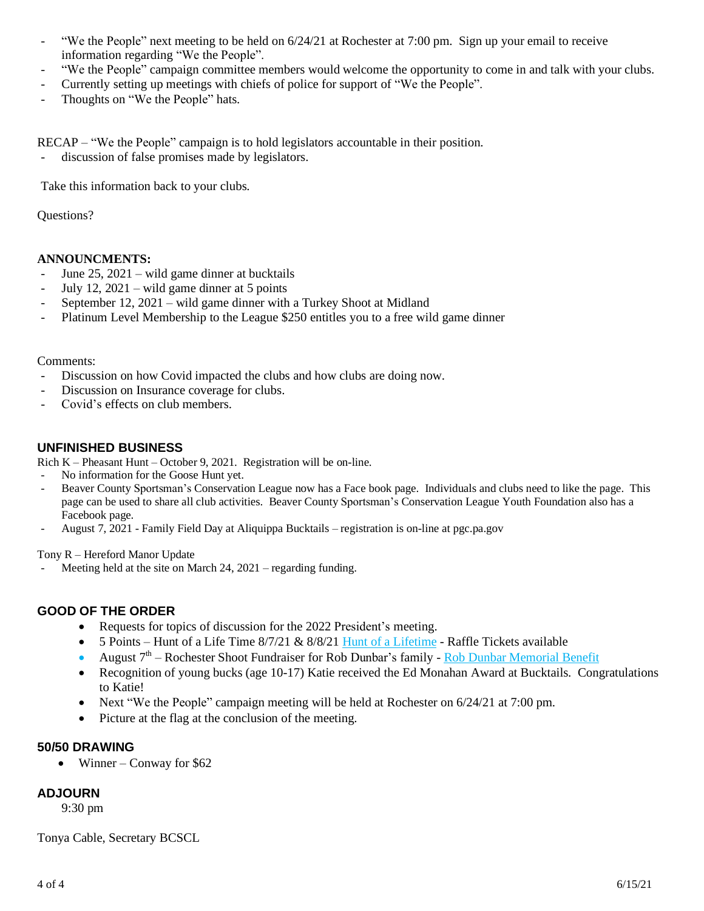- “We the People” next meeting to be held on 6/24/21 at Rochester at 7:00 pm. Sign up your email to receive information regarding “We the People”.
- “We the People” campaign committee members would welcome the opportunity to come in and talk with your clubs.
- Currently setting up meetings with chiefs of police for support of “We the People”.
- Thoughts on “We the People” hats.

RECAP – “We the People” campaign is to hold legislators accountable in their position.
- discussion of false promises made by legislators.

Take this information back to your clubs.

Questions?

**ANNOUNCMENTS:**
- June 25, 2021 – wild game dinner at bucktails
- July 12, 2021 – wild game dinner at 5 points
- September 12, 2021 – wild game dinner with a Turkey Shoot at Midland
- Platinum Level Membership to the League $250 entitles you to a free wild game dinner

Comments:
- Discussion on how Covid impacted the clubs and how clubs are doing now.
- Discussion on Insurance coverage for clubs.
- Covid’s effects on club members.

## UNFINISHED BUSINESS

Rich K – Pheasant Hunt – October 9, 2021. Registration will be on-line.
- No information for the Goose Hunt yet.
- Beaver County Sportsman’s Conservation League now has a Face book page. Individuals and clubs need to like the page. This page can be used to share all club activities. Beaver County Sportsman’s Conservation League Youth Foundation also has a Facebook page.
- August 7, 2021 - Family Field Day at Aliquippa Bucktails – registration is on-line at pgc.pa.gov

Tony R – Hereford Manor Update
- Meeting held at the site on March 24, 2021 – regarding funding.

## GOOD OF THE ORDER

- Requests for topics of discussion for the 2022 President’s meeting.
- 5 Points – Hunt of a Life Time 8/7/21 & 8/8/21 Hunt of a Lifetime - Raffle Tickets available
- August 7th – Rochester Shoot Fundraiser for Rob Dunbar’s family - Rob Dunbar Memorial Benefit
- Recognition of young bucks (age 10-17) Katie received the Ed Monahan Award at Bucktails. Congratulations to Katie!
- Next “We the People” campaign meeting will be held at Rochester on 6/24/21 at 7:00 pm.
- Picture at the flag at the conclusion of the meeting.

## 50/50 DRAWING

- Winner – Conway for $62

## ADJOURN

9:30 pm

Tonya Cable, Secretary BCSCL